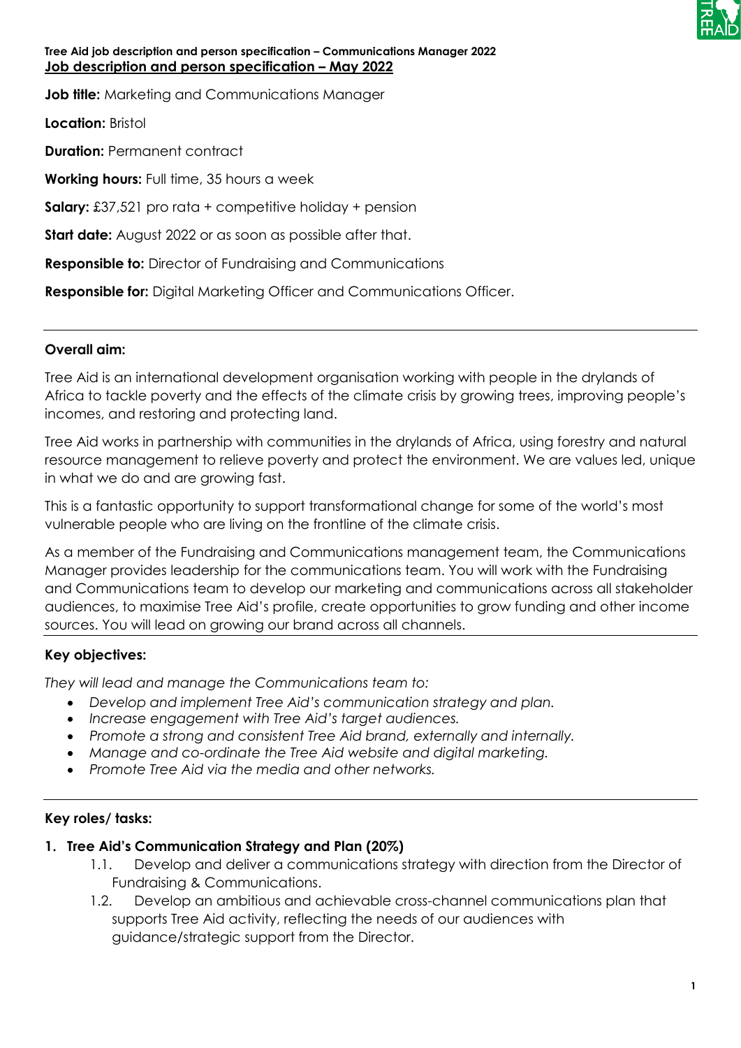**Tree Aid job description and person specification – Communications Manager 2022**

**Job description and person specification – May 2022**

**Job title:** Marketing and Communications Manager

**Location:** Bristol

**Duration:** Permanent contract

**Working hours:** Full time, 35 hours a week

**Salary:** £37,521 pro rata + competitive holiday + pension

**Start date:** August 2022 or as soon as possible after that.

**Responsible to:** Director of Fundraising and Communications

**Responsible for:** Digital Marketing Officer and Communications Officer.

---

**Overall aim:**

Tree Aid is an international development organisation working with people in the drylands of Africa to tackle poverty and the effects of the climate crisis by growing trees, improving people's incomes, and restoring and protecting land.

Tree Aid works in partnership with communities in the drylands of Africa, using forestry and natural resource management to relieve poverty and protect the environment. We are values led, unique in what we do and are growing fast.

This is a fantastic opportunity to support transformational change for some of the world's most vulnerable people who are living on the frontline of the climate crisis.

As a member of the Fundraising and Communications management team, the Communications Manager provides leadership for the communications team. You will work with the Fundraising and Communications team to develop our marketing and communications across all stakeholder audiences, to maximise Tree Aid's profile, create opportunities to grow funding and other income sources. You will lead on growing our brand across all channels.

---

**Key objectives:**

*They will lead and manage the Communications team to:*

- *Develop and implement Tree Aid's communication strategy and plan.*
- *Increase engagement with Tree Aid's target audiences.*
- *Promote a strong and consistent Tree Aid brand, externally and internally.*
- *Manage and co-ordinate the Tree Aid website and digital marketing.*
- *Promote Tree Aid via the media and other networks.*

---

**Key roles/ tasks:**

1. **Tree Aid's Communication Strategy and Plan (20%)**
   - 1.1. Develop and deliver a communications strategy with direction from the Director of Fundraising & Communications.
   - 1.2. Develop an ambitious and achievable cross-channel communications plan that supports Tree Aid activity, reflecting the needs of our audiences with guidance/strategic support from the Director.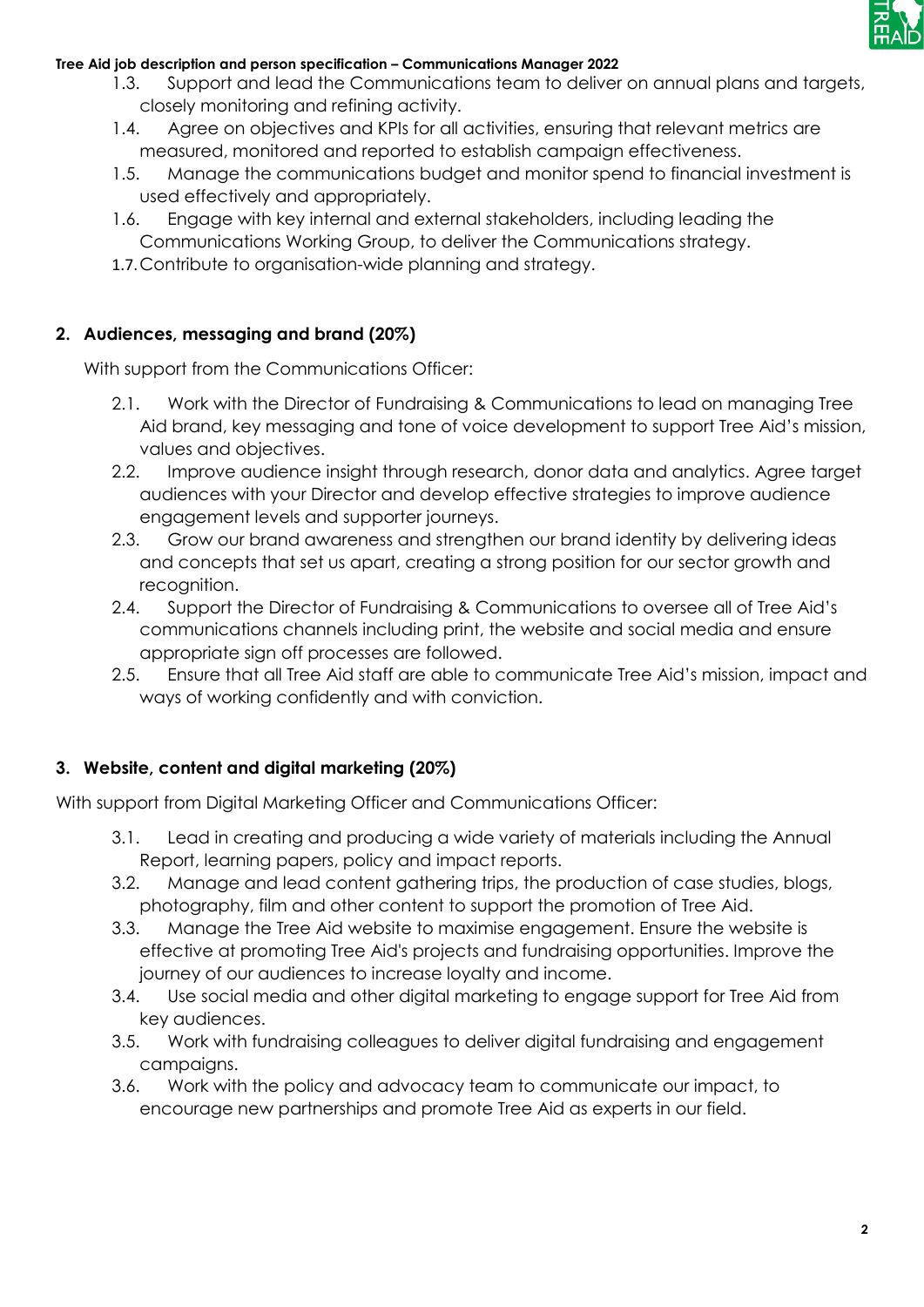1.3. Support and lead the Communications team to deliver on annual plans and targets, closely monitoring and refining activity.

1.4. Agree on objectives and KPIs for all activities, ensuring that relevant metrics are measured, monitored and reported to establish campaign effectiveness.

1.5. Manage the communications budget and monitor spend to financial investment is used effectively and appropriately.

1.6. Engage with key internal and external stakeholders, including leading the Communications Working Group, to deliver the Communications strategy.

1.7. Contribute to organisation-wide planning and strategy.

## 2. Audiences, messaging and brand (20%)

With support from the Communications Officer:

2.1. Work with the Director of Fundraising & Communications to lead on managing Tree Aid brand, key messaging and tone of voice development to support Tree Aid's mission, values and objectives.

2.2. Improve audience insight through research, donor data and analytics. Agree target audiences with your Director and develop effective strategies to improve audience engagement levels and supporter journeys.

2.3. Grow our brand awareness and strengthen our brand identity by delivering ideas and concepts that set us apart, creating a strong position for our sector growth and recognition.

2.4. Support the Director of Fundraising & Communications to oversee all of Tree Aid's communications channels including print, the website and social media and ensure appropriate sign off processes are followed.

2.5. Ensure that all Tree Aid staff are able to communicate Tree Aid's mission, impact and ways of working confidently and with conviction.

## 3. Website, content and digital marketing (20%)

With support from Digital Marketing Officer and Communications Officer:

3.1. Lead in creating and producing a wide variety of materials including the Annual Report, learning papers, policy and impact reports.

3.2. Manage and lead content gathering trips, the production of case studies, blogs, photography, film and other content to support the promotion of Tree Aid.

3.3. Manage the Tree Aid website to maximise engagement. Ensure the website is effective at promoting Tree Aid's projects and fundraising opportunities. Improve the journey of our audiences to increase loyalty and income.

3.4. Use social media and other digital marketing to engage support for Tree Aid from key audiences.

3.5. Work with fundraising colleagues to deliver digital fundraising and engagement campaigns.

3.6. Work with the policy and advocacy team to communicate our impact, to encourage new partnerships and promote Tree Aid as experts in our field.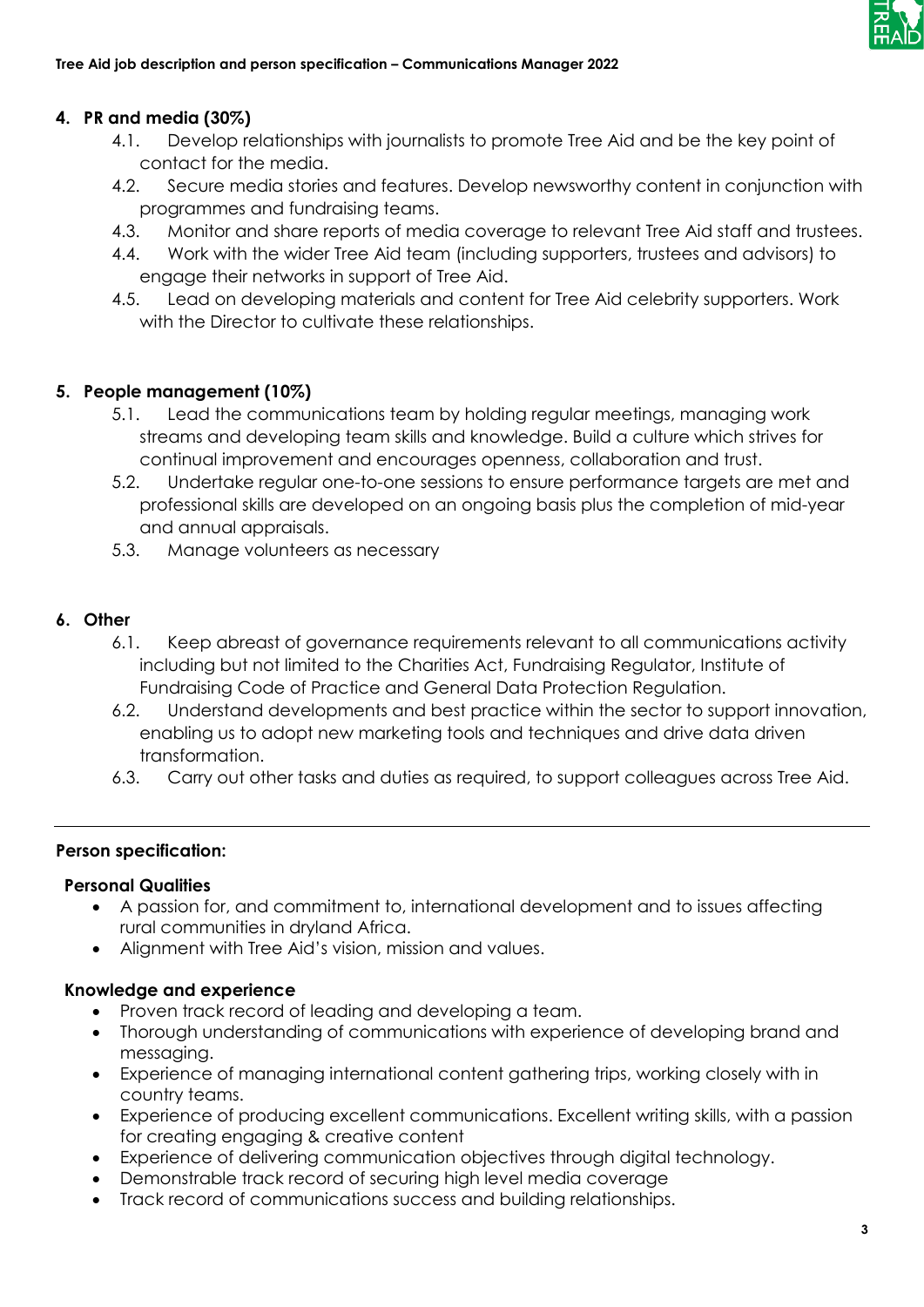## 4. PR and media (30%)

4.1. Develop relationships with journalists to promote Tree Aid and be the key point of contact for the media.

4.2. Secure media stories and features. Develop newsworthy content in conjunction with programmes and fundraising teams.

4.3. Monitor and share reports of media coverage to relevant Tree Aid staff and trustees.

4.4. Work with the wider Tree Aid team (including supporters, trustees and advisors) to engage their networks in support of Tree Aid.

4.5. Lead on developing materials and content for Tree Aid celebrity supporters. Work with the Director to cultivate these relationships.

## 5. People management (10%)

5.1. Lead the communications team by holding regular meetings, managing work streams and developing team skills and knowledge. Build a culture which strives for continual improvement and encourages openness, collaboration and trust.

5.2. Undertake regular one-to-one sessions to ensure performance targets are met and professional skills are developed on an ongoing basis plus the completion of mid-year and annual appraisals.

5.3. Manage volunteers as necessary

## 6. Other

6.1. Keep abreast of governance requirements relevant to all communications activity including but not limited to the Charities Act, Fundraising Regulator, Institute of Fundraising Code of Practice and General Data Protection Regulation.

6.2. Understand developments and best practice within the sector to support innovation, enabling us to adopt new marketing tools and techniques and drive data driven transformation.

6.3. Carry out other tasks and duties as required, to support colleagues across Tree Aid.

---

## Person specification:

### Personal Qualities

- A passion for, and commitment to, international development and to issues affecting rural communities in dryland Africa.
- Alignment with Tree Aid's vision, mission and values.

### Knowledge and experience

- Proven track record of leading and developing a team.
- Thorough understanding of communications with experience of developing brand and messaging.
- Experience of managing international content gathering trips, working closely with in country teams.
- Experience of producing excellent communications. Excellent writing skills, with a passion for creating engaging & creative content
- Experience of delivering communication objectives through digital technology.
- Demonstrable track record of securing high level media coverage
- Track record of communications success and building relationships.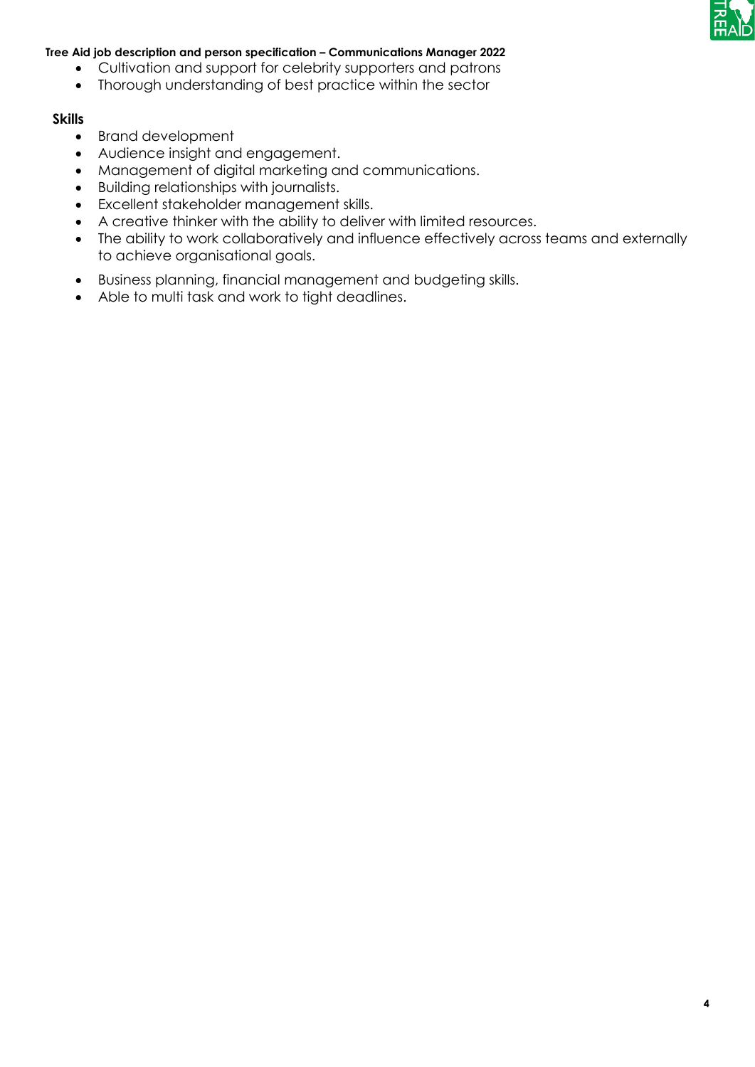- Cultivation and support for celebrity supporters and patrons
- Thorough understanding of best practice within the sector

**Skills**

- Brand development
- Audience insight and engagement.
- Management of digital marketing and communications.
- Building relationships with journalists.
- Excellent stakeholder management skills.
- A creative thinker with the ability to deliver with limited resources.
- The ability to work collaboratively and influence effectively across teams and externally to achieve organisational goals.
- Business planning, financial management and budgeting skills.
- Able to multi task and work to tight deadlines.